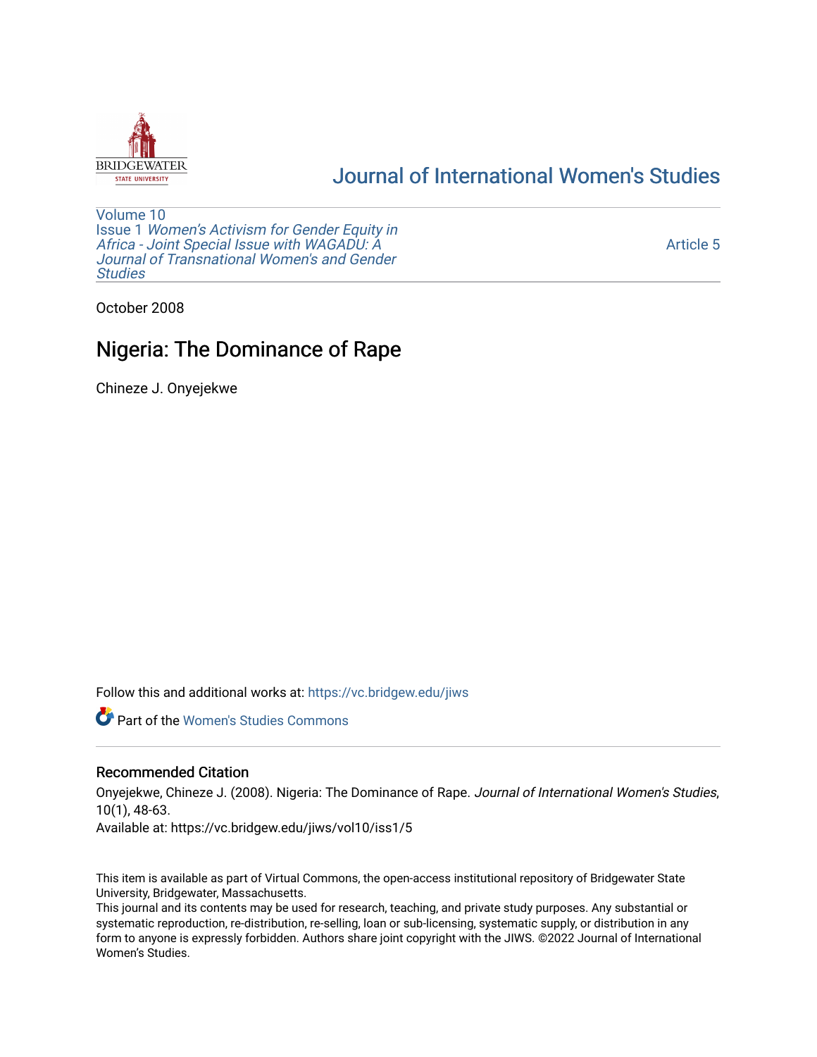[Journal of International Women's Studies](https://vc.bridgew.edu/jiws)

Volume 10
Issue 1 *Women's Activism for Gender Equity in Africa - Joint Special Issue with WAGADU: A Journal of Transnational Women's and Gender Studies*

Article 5

October 2008

# Nigeria: The Dominance of Rape

Chineze J. Onyejekwe

Follow this and additional works at: https://vc.bridgew.edu/jiws

Part of the Women's Studies Commons

## Recommended Citation

Onyejekwe, Chineze J. (2008). Nigeria: The Dominance of Rape. *Journal of International Women's Studies*, 10(1), 48-63.
Available at: https://vc.bridgew.edu/jiws/vol10/iss1/5

This item is available as part of Virtual Commons, the open-access institutional repository of Bridgewater State University, Bridgewater, Massachusetts.
This journal and its contents may be used for research, teaching, and private study purposes. Any substantial or systematic reproduction, re-distribution, re-selling, loan or sub-licensing, systematic supply, or distribution in any form to anyone is expressly forbidden. Authors share joint copyright with the JIWS. ©2022 Journal of International Women's Studies.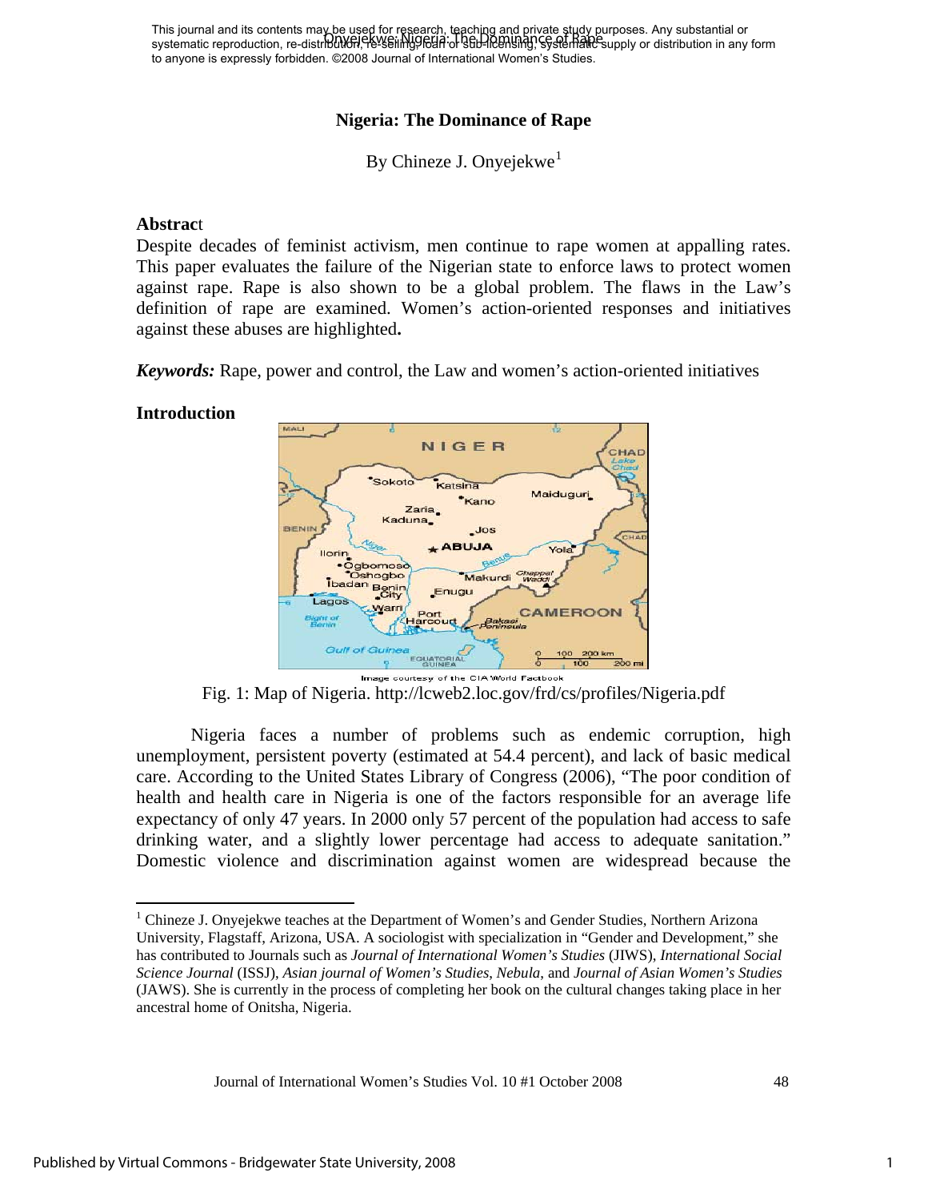# Nigeria: The Dominance of Rape

By Chineze J. Onyejekwe[1]

## Abstract

Despite decades of feminist activism, men continue to rape women at appalling rates. This paper evaluates the failure of the Nigerian state to enforce laws to protect women against rape. Rape is also shown to be a global problem. The flaws in the Law's definition of rape are examined. Women's action-oriented responses and initiatives against these abuses are highlighted**.**

***Keywords:*** Rape, power and control, the Law and women's action-oriented initiatives

## Introduction

Image courtesy of the CIA World Factbook

Fig. 1: Map of Nigeria. http://lcweb2.loc.gov/frd/cs/profiles/Nigeria.pdf

Nigeria faces a number of problems such as endemic corruption, high unemployment, persistent poverty (estimated at 54.4 percent), and lack of basic medical care. According to the United States Library of Congress (2006), "The poor condition of health and health care in Nigeria is one of the factors responsible for an average life expectancy of only 47 years. In 2000 only 57 percent of the population had access to safe drinking water, and a slightly lower percentage had access to adequate sanitation." Domestic violence and discrimination against women are widespread because the

---

[1] Chineze J. Onyejekwe teaches at the Department of Women's and Gender Studies, Northern Arizona University, Flagstaff, Arizona, USA. A sociologist with specialization in "Gender and Development," she has contributed to Journals such as *Journal of International Women's Studies* (JIWS), *International Social Science Journal* (ISSJ), *Asian journal of Women's Studies*, *Nebula*, and *Journal of Asian Women's Studies* (JAWS). She is currently in the process of completing her book on the cultural changes taking place in her ancestral home of Onitsha, Nigeria.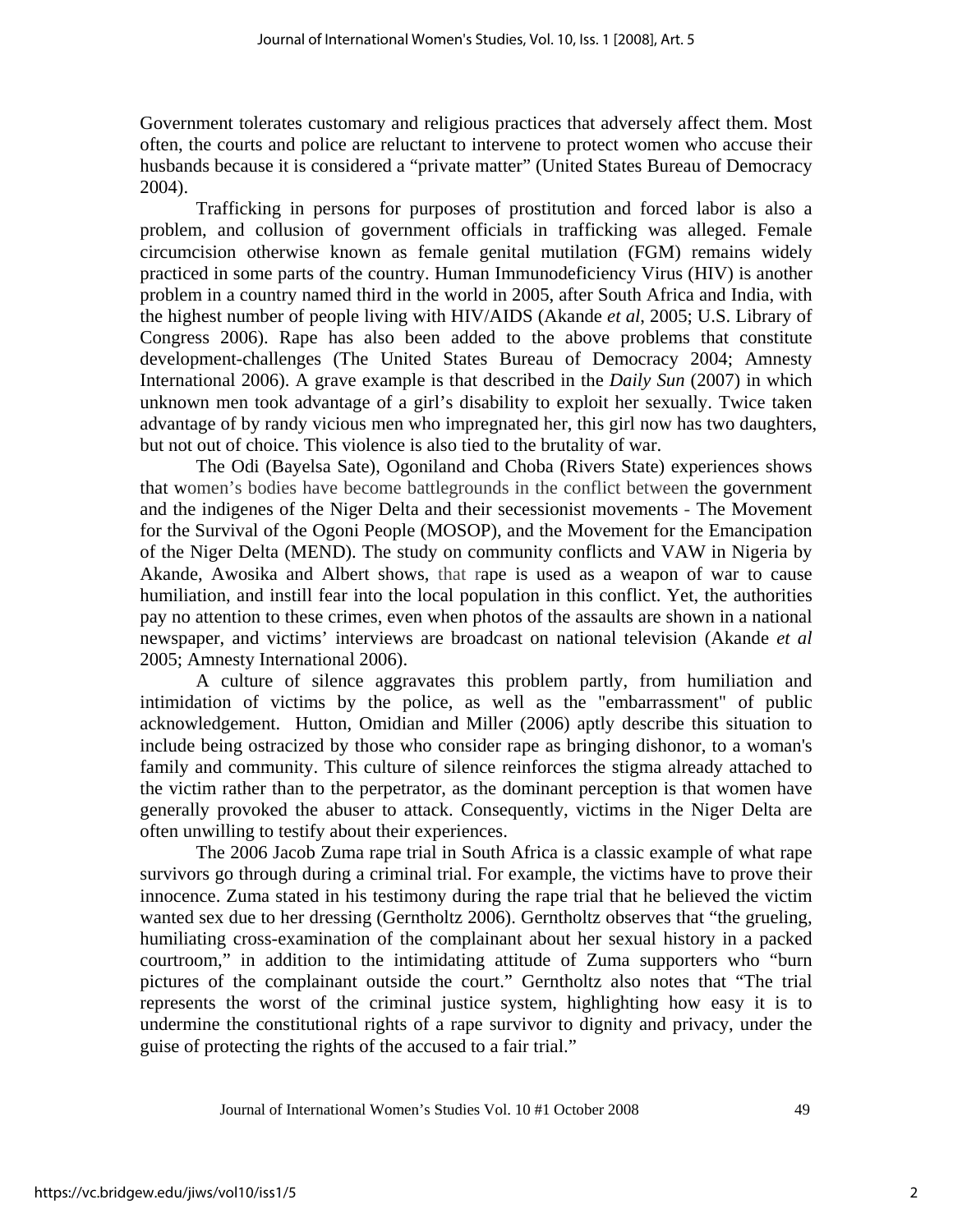Government tolerates customary and religious practices that adversely affect them. Most often, the courts and police are reluctant to intervene to protect women who accuse their husbands because it is considered a "private matter" (United States Bureau of Democracy 2004).

Trafficking in persons for purposes of prostitution and forced labor is also a problem, and collusion of government officials in trafficking was alleged. Female circumcision otherwise known as female genital mutilation (FGM) remains widely practiced in some parts of the country. Human Immunodeficiency Virus (HIV) is another problem in a country named third in the world in 2005, after South Africa and India, with the highest number of people living with HIV/AIDS (Akande *et al*, 2005; U.S. Library of Congress 2006). Rape has also been added to the above problems that constitute development-challenges (The United States Bureau of Democracy 2004; Amnesty International 2006). A grave example is that described in the *Daily Sun* (2007) in which unknown men took advantage of a girl's disability to exploit her sexually. Twice taken advantage of by randy vicious men who impregnated her, this girl now has two daughters, but not out of choice. This violence is also tied to the brutality of war.

The Odi (Bayelsa Sate), Ogoniland and Choba (Rivers State) experiences shows that women's bodies have become battlegrounds in the conflict between the government and the indigenes of the Niger Delta and their secessionist movements - The Movement for the Survival of the Ogoni People (MOSOP), and the Movement for the Emancipation of the Niger Delta (MEND). The study on community conflicts and VAW in Nigeria by Akande, Awosika and Albert shows, that rape is used as a weapon of war to cause humiliation, and instill fear into the local population in this conflict. Yet, the authorities pay no attention to these crimes, even when photos of the assaults are shown in a national newspaper, and victims' interviews are broadcast on national television (Akande *et al* 2005; Amnesty International 2006).

A culture of silence aggravates this problem partly, from humiliation and intimidation of victims by the police, as well as the "embarrassment" of public acknowledgement. Hutton, Omidian and Miller (2006) aptly describe this situation to include being ostracized by those who consider rape as bringing dishonor, to a woman's family and community. This culture of silence reinforces the stigma already attached to the victim rather than to the perpetrator, as the dominant perception is that women have generally provoked the abuser to attack. Consequently, victims in the Niger Delta are often unwilling to testify about their experiences.

The 2006 Jacob Zuma rape trial in South Africa is a classic example of what rape survivors go through during a criminal trial. For example, the victims have to prove their innocence. Zuma stated in his testimony during the rape trial that he believed the victim wanted sex due to her dressing (Gerntholtz 2006). Gerntholtz observes that "the grueling, humiliating cross-examination of the complainant about her sexual history in a packed courtroom," in addition to the intimidating attitude of Zuma supporters who "burn pictures of the complainant outside the court." Gerntholtz also notes that "The trial represents the worst of the criminal justice system, highlighting how easy it is to undermine the constitutional rights of a rape survivor to dignity and privacy, under the guise of protecting the rights of the accused to a fair trial."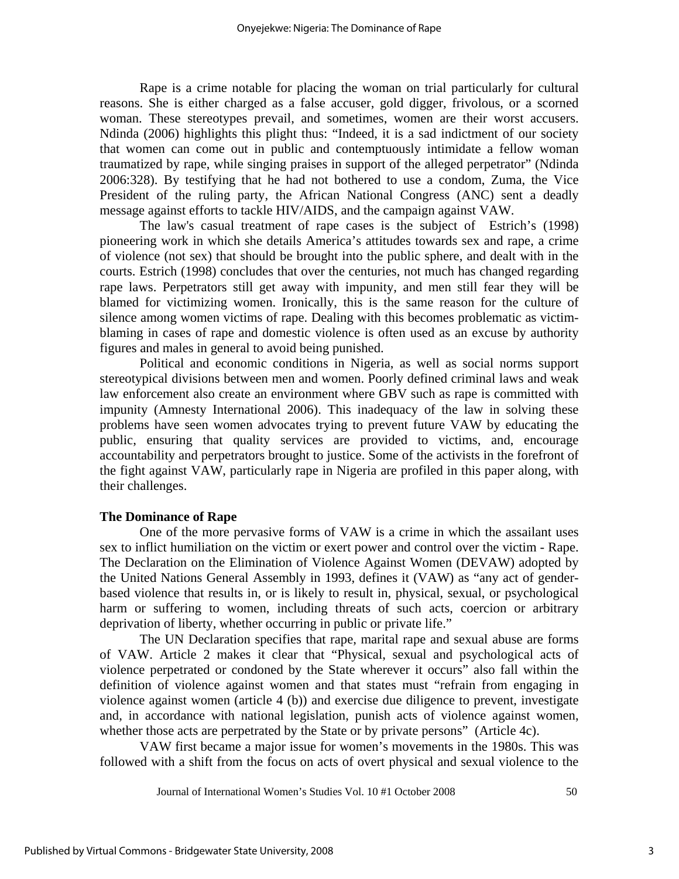Rape is a crime notable for placing the woman on trial particularly for cultural reasons. She is either charged as a false accuser, gold digger, frivolous, or a scorned woman. These stereotypes prevail, and sometimes, women are their worst accusers. Ndinda (2006) highlights this plight thus: "Indeed, it is a sad indictment of our society that women can come out in public and contemptuously intimidate a fellow woman traumatized by rape, while singing praises in support of the alleged perpetrator" (Ndinda 2006:328). By testifying that he had not bothered to use a condom, Zuma, the Vice President of the ruling party, the African National Congress (ANC) sent a deadly message against efforts to tackle HIV/AIDS, and the campaign against VAW.

The law's casual treatment of rape cases is the subject of Estrich's (1998) pioneering work in which she details America's attitudes towards sex and rape, a crime of violence (not sex) that should be brought into the public sphere, and dealt with in the courts. Estrich (1998) concludes that over the centuries, not much has changed regarding rape laws. Perpetrators still get away with impunity, and men still fear they will be blamed for victimizing women. Ironically, this is the same reason for the culture of silence among women victims of rape. Dealing with this becomes problematic as victim-blaming in cases of rape and domestic violence is often used as an excuse by authority figures and males in general to avoid being punished.

Political and economic conditions in Nigeria, as well as social norms support stereotypical divisions between men and women. Poorly defined criminal laws and weak law enforcement also create an environment where GBV such as rape is committed with impunity (Amnesty International 2006). This inadequacy of the law in solving these problems have seen women advocates trying to prevent future VAW by educating the public, ensuring that quality services are provided to victims, and, encourage accountability and perpetrators brought to justice. Some of the activists in the forefront of the fight against VAW, particularly rape in Nigeria are profiled in this paper along, with their challenges.

## The Dominance of Rape

One of the more pervasive forms of VAW is a crime in which the assailant uses sex to inflict humiliation on the victim or exert power and control over the victim - Rape. The Declaration on the Elimination of Violence Against Women (DEVAW) adopted by the United Nations General Assembly in 1993, defines it (VAW) as "any act of gender-based violence that results in, or is likely to result in, physical, sexual, or psychological harm or suffering to women, including threats of such acts, coercion or arbitrary deprivation of liberty, whether occurring in public or private life."

The UN Declaration specifies that rape, marital rape and sexual abuse are forms of VAW. Article 2 makes it clear that "Physical, sexual and psychological acts of violence perpetrated or condoned by the State wherever it occurs" also fall within the definition of violence against women and that states must "refrain from engaging in violence against women (article 4 (b)) and exercise due diligence to prevent, investigate and, in accordance with national legislation, punish acts of violence against women, whether those acts are perpetrated by the State or by private persons" (Article 4c).

VAW first became a major issue for women's movements in the 1980s. This was followed with a shift from the focus on acts of overt physical and sexual violence to the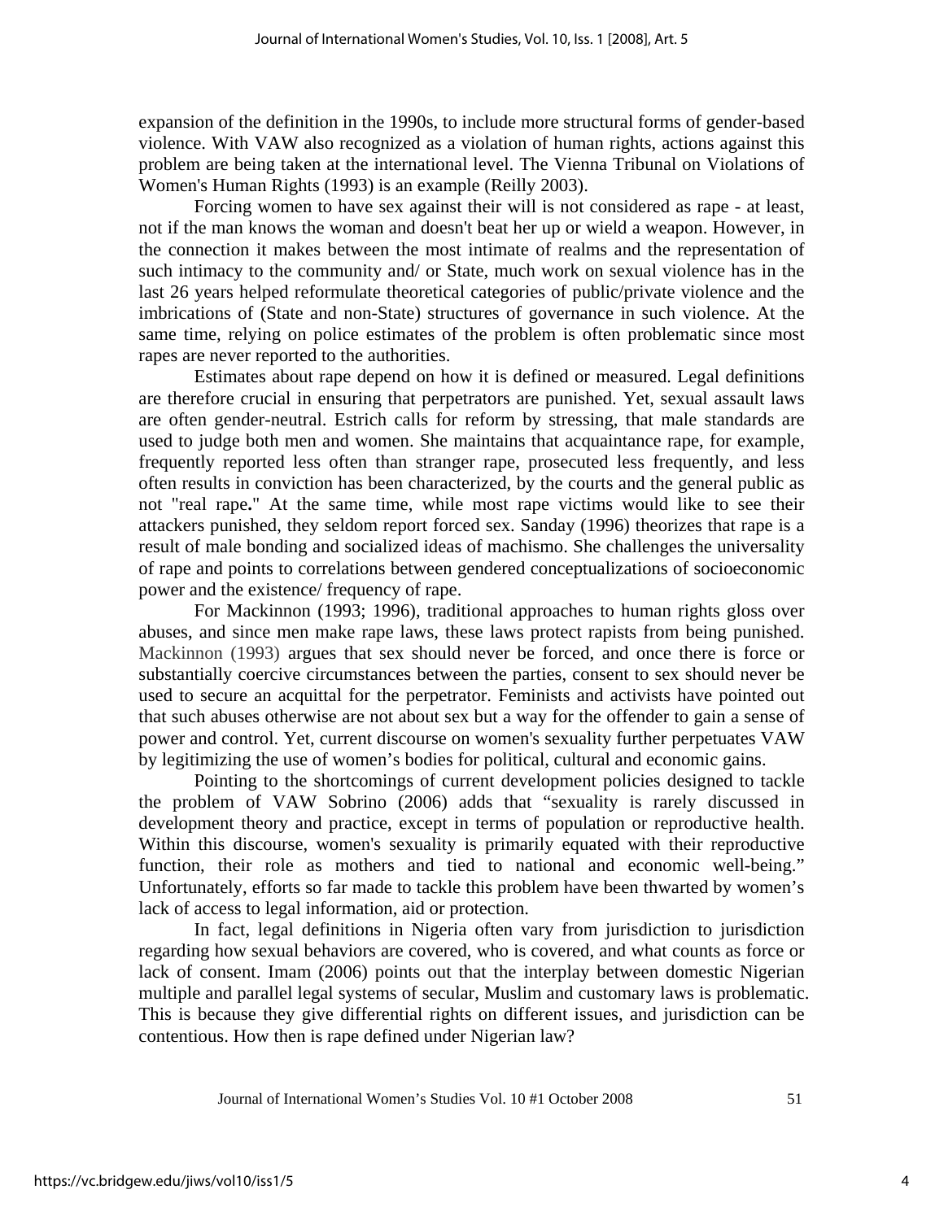expansion of the definition in the 1990s, to include more structural forms of gender-based violence. With VAW also recognized as a violation of human rights, actions against this problem are being taken at the international level. The Vienna Tribunal on Violations of Women's Human Rights (1993) is an example (Reilly 2003).

Forcing women to have sex against their will is not considered as rape - at least, not if the man knows the woman and doesn't beat her up or wield a weapon. However, in the connection it makes between the most intimate of realms and the representation of such intimacy to the community and/ or State, much work on sexual violence has in the last 26 years helped reformulate theoretical categories of public/private violence and the imbrications of (State and non-State) structures of governance in such violence. At the same time, relying on police estimates of the problem is often problematic since most rapes are never reported to the authorities.

Estimates about rape depend on how it is defined or measured. Legal definitions are therefore crucial in ensuring that perpetrators are punished. Yet, sexual assault laws are often gender-neutral. Estrich calls for reform by stressing, that male standards are used to judge both men and women. She maintains that acquaintance rape, for example, frequently reported less often than stranger rape, prosecuted less frequently, and less often results in conviction has been characterized, by the courts and the general public as not "real rape**.**" At the same time, while most rape victims would like to see their attackers punished, they seldom report forced sex. Sanday (1996) theorizes that rape is a result of male bonding and socialized ideas of machismo. She challenges the universality of rape and points to correlations between gendered conceptualizations of socioeconomic power and the existence/ frequency of rape.

For Mackinnon (1993; 1996), traditional approaches to human rights gloss over abuses, and since men make rape laws, these laws protect rapists from being punished. Mackinnon (1993) argues that sex should never be forced, and once there is force or substantially coercive circumstances between the parties, consent to sex should never be used to secure an acquittal for the perpetrator. Feminists and activists have pointed out that such abuses otherwise are not about sex but a way for the offender to gain a sense of power and control. Yet, current discourse on women's sexuality further perpetuates VAW by legitimizing the use of women's bodies for political, cultural and economic gains.

Pointing to the shortcomings of current development policies designed to tackle the problem of VAW Sobrino (2006) adds that "sexuality is rarely discussed in development theory and practice, except in terms of population or reproductive health. Within this discourse, women's sexuality is primarily equated with their reproductive function, their role as mothers and tied to national and economic well-being." Unfortunately, efforts so far made to tackle this problem have been thwarted by women's lack of access to legal information, aid or protection.

In fact, legal definitions in Nigeria often vary from jurisdiction to jurisdiction regarding how sexual behaviors are covered, who is covered, and what counts as force or lack of consent. Imam (2006) points out that the interplay between domestic Nigerian multiple and parallel legal systems of secular, Muslim and customary laws is problematic. This is because they give differential rights on different issues, and jurisdiction can be contentious. How then is rape defined under Nigerian law?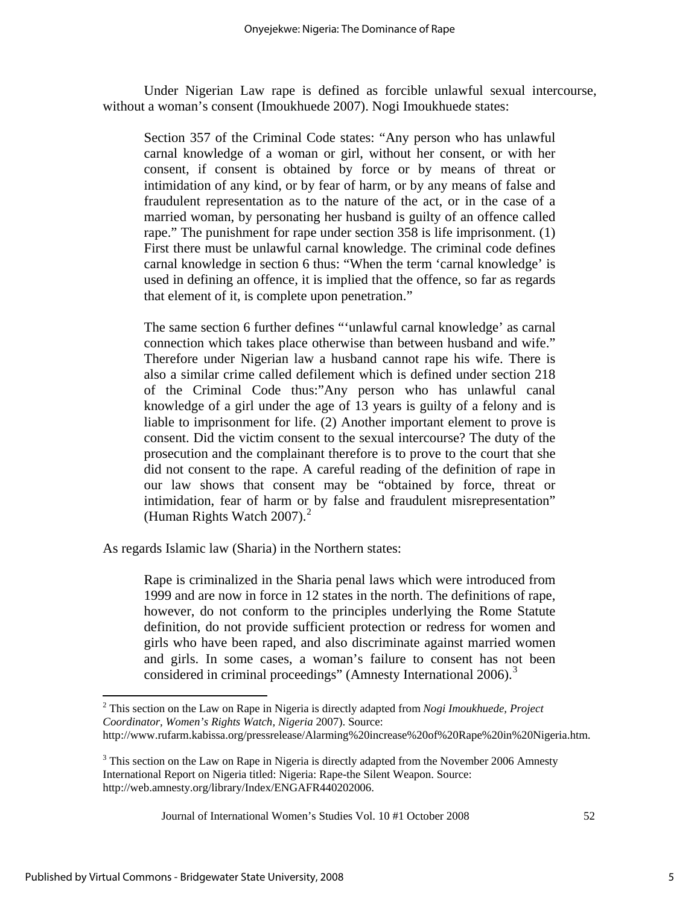Under Nigerian Law rape is defined as forcible unlawful sexual intercourse, without a woman's consent (Imoukhuede 2007). Nogi Imoukhuede states:

> Section 357 of the Criminal Code states: "Any person who has unlawful carnal knowledge of a woman or girl, without her consent, or with her consent, if consent is obtained by force or by means of threat or intimidation of any kind, or by fear of harm, or by any means of false and fraudulent representation as to the nature of the act, or in the case of a married woman, by personating her husband is guilty of an offence called rape." The punishment for rape under section 358 is life imprisonment. (1) First there must be unlawful carnal knowledge. The criminal code defines carnal knowledge in section 6 thus: "When the term 'carnal knowledge' is used in defining an offence, it is implied that the offence, so far as regards that element of it, is complete upon penetration."
>
> The same section 6 further defines "'unlawful carnal knowledge' as carnal connection which takes place otherwise than between husband and wife." Therefore under Nigerian law a husband cannot rape his wife. There is also a similar crime called defilement which is defined under section 218 of the Criminal Code thus:"Any person who has unlawful canal knowledge of a girl under the age of 13 years is guilty of a felony and is liable to imprisonment for life. (2) Another important element to prove is consent. Did the victim consent to the sexual intercourse? The duty of the prosecution and the complainant therefore is to prove to the court that she did not consent to the rape. A careful reading of the definition of rape in our law shows that consent may be "obtained by force, threat or intimidation, fear of harm or by false and fraudulent misrepresentation" (Human Rights Watch 2007).[2]

As regards Islamic law (Sharia) in the Northern states:

> Rape is criminalized in the Sharia penal laws which were introduced from 1999 and are now in force in 12 states in the north. The definitions of rape, however, do not conform to the principles underlying the Rome Statute definition, do not provide sufficient protection or redress for women and girls who have been raped, and also discriminate against married women and girls. In some cases, a woman's failure to consent has not been considered in criminal proceedings" (Amnesty International 2006).[3]

---

[2] This section on the Law on Rape in Nigeria is directly adapted from *Nogi Imoukhuede, Project Coordinator, Women's Rights Watch, Nigeria* 2007). Source: http://www.rufarm.kabissa.org/pressrelease/Alarming%20increase%20of%20Rape%20in%20Nigeria.htm.

[3] This section on the Law on Rape in Nigeria is directly adapted from the November 2006 Amnesty International Report on Nigeria titled: Nigeria: Rape-the Silent Weapon. Source: http://web.amnesty.org/library/Index/ENGAFR440202006.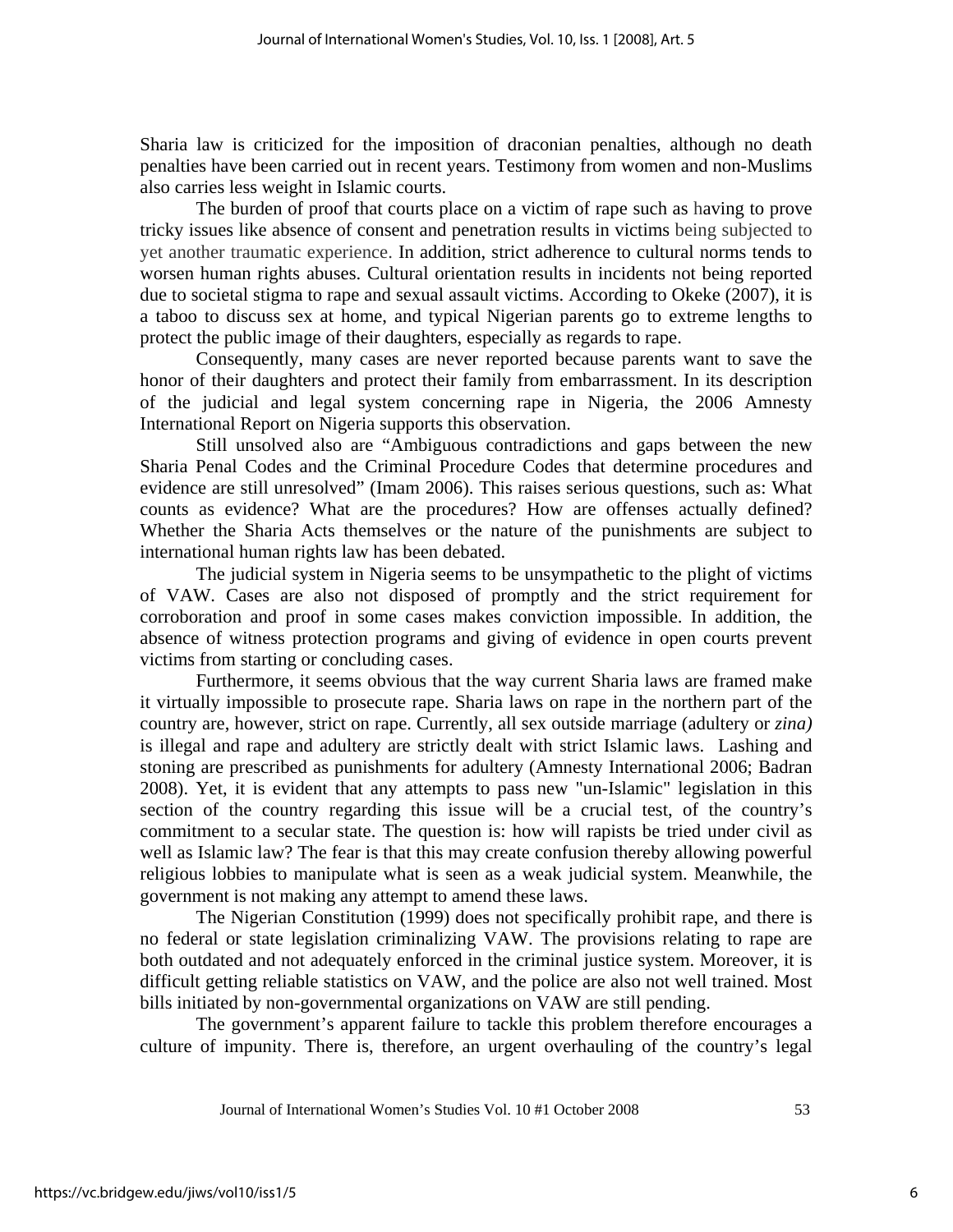Sharia law is criticized for the imposition of draconian penalties, although no death penalties have been carried out in recent years. Testimony from women and non-Muslims also carries less weight in Islamic courts.

The burden of proof that courts place on a victim of rape such as having to prove tricky issues like absence of consent and penetration results in victims being subjected to yet another traumatic experience. In addition, strict adherence to cultural norms tends to worsen human rights abuses. Cultural orientation results in incidents not being reported due to societal stigma to rape and sexual assault victims. According to Okeke (2007), it is a taboo to discuss sex at home, and typical Nigerian parents go to extreme lengths to protect the public image of their daughters, especially as regards to rape.

Consequently, many cases are never reported because parents want to save the honor of their daughters and protect their family from embarrassment. In its description of the judicial and legal system concerning rape in Nigeria, the 2006 Amnesty International Report on Nigeria supports this observation.

Still unsolved also are "Ambiguous contradictions and gaps between the new Sharia Penal Codes and the Criminal Procedure Codes that determine procedures and evidence are still unresolved" (Imam 2006). This raises serious questions, such as: What counts as evidence? What are the procedures? How are offenses actually defined? Whether the Sharia Acts themselves or the nature of the punishments are subject to international human rights law has been debated.

The judicial system in Nigeria seems to be unsympathetic to the plight of victims of VAW. Cases are also not disposed of promptly and the strict requirement for corroboration and proof in some cases makes conviction impossible. In addition, the absence of witness protection programs and giving of evidence in open courts prevent victims from starting or concluding cases.

Furthermore, it seems obvious that the way current Sharia laws are framed make it virtually impossible to prosecute rape. Sharia laws on rape in the northern part of the country are, however, strict on rape. Currently, all sex outside marriage (adultery or *zina)* is illegal and rape and adultery are strictly dealt with strict Islamic laws. Lashing and stoning are prescribed as punishments for adultery (Amnesty International 2006; Badran 2008). Yet, it is evident that any attempts to pass new "un-Islamic" legislation in this section of the country regarding this issue will be a crucial test, of the country's commitment to a secular state. The question is: how will rapists be tried under civil as well as Islamic law? The fear is that this may create confusion thereby allowing powerful religious lobbies to manipulate what is seen as a weak judicial system. Meanwhile, the government is not making any attempt to amend these laws.

The Nigerian Constitution (1999) does not specifically prohibit rape, and there is no federal or state legislation criminalizing VAW. The provisions relating to rape are both outdated and not adequately enforced in the criminal justice system. Moreover, it is difficult getting reliable statistics on VAW, and the police are also not well trained. Most bills initiated by non-governmental organizations on VAW are still pending.

The government's apparent failure to tackle this problem therefore encourages a culture of impunity. There is, therefore, an urgent overhauling of the country's legal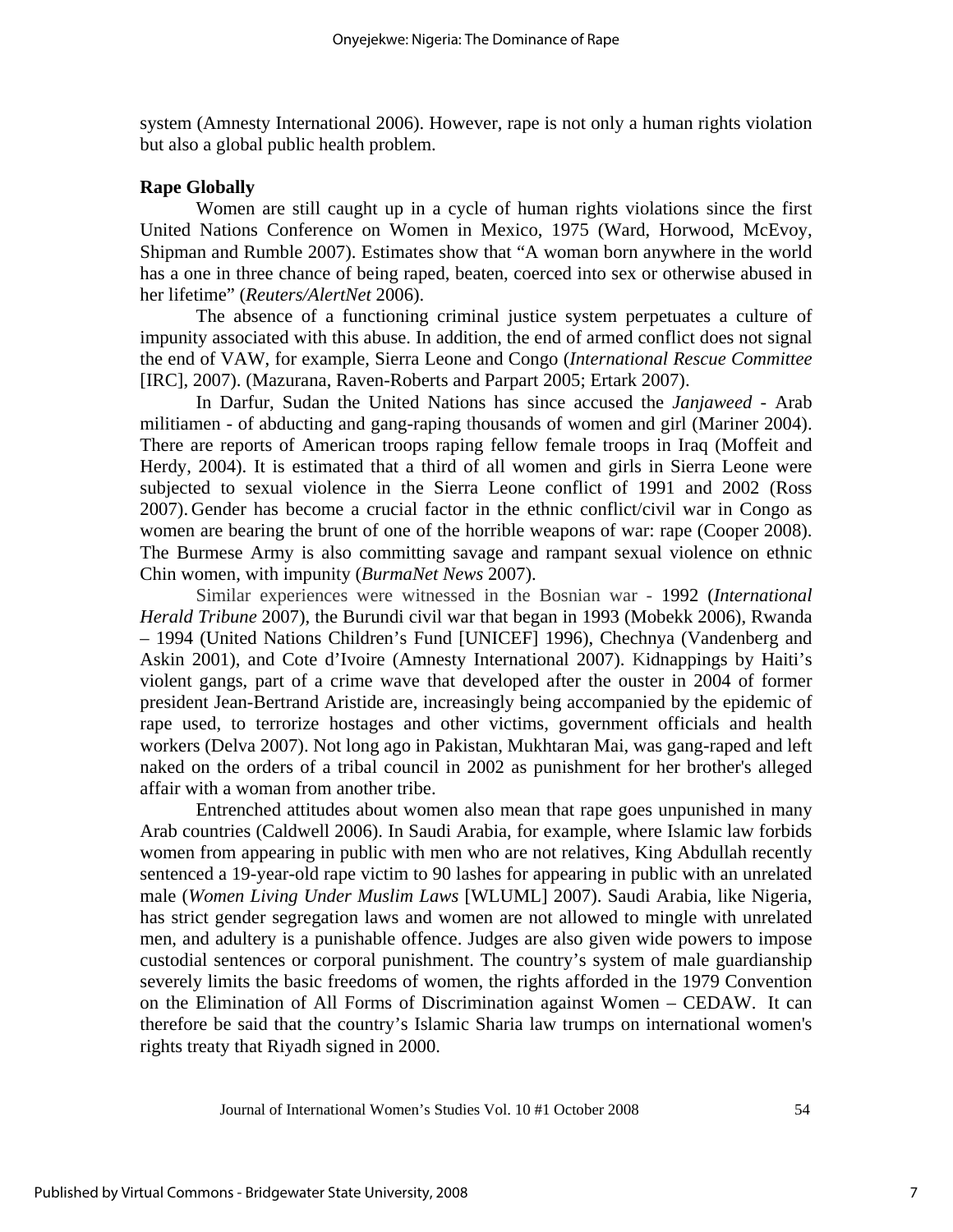system (Amnesty International 2006). However, rape is not only a human rights violation but also a global public health problem.

**Rape Globally**

Women are still caught up in a cycle of human rights violations since the first United Nations Conference on Women in Mexico, 1975 (Ward, Horwood, McEvoy, Shipman and Rumble 2007). Estimates show that "A woman born anywhere in the world has a one in three chance of being raped, beaten, coerced into sex or otherwise abused in her lifetime" (*Reuters/AlertNet* 2006).

The absence of a functioning criminal justice system perpetuates a culture of impunity associated with this abuse. In addition, the end of armed conflict does not signal the end of VAW, for example, Sierra Leone and Congo (*International Rescue Committee* [IRC], 2007). (Mazurana, Raven-Roberts and Parpart 2005; Ertark 2007).

In Darfur, Sudan the United Nations has since accused the *Janjaweed* - Arab militiamen - of abducting and gang-raping thousands of women and girl (Mariner 2004). There are reports of American troops raping fellow female troops in Iraq (Moffeit and Herdy, 2004). It is estimated that a third of all women and girls in Sierra Leone were subjected to sexual violence in the Sierra Leone conflict of 1991 and 2002 (Ross 2007). Gender has become a crucial factor in the ethnic conflict/civil war in Congo as women are bearing the brunt of one of the horrible weapons of war: rape (Cooper 2008). The Burmese Army is also committing savage and rampant sexual violence on ethnic Chin women, with impunity (*BurmaNet News* 2007).

Similar experiences were witnessed in the Bosnian war - 1992 (*International Herald Tribune* 2007), the Burundi civil war that began in 1993 (Mobekk 2006), Rwanda – 1994 (United Nations Children's Fund [UNICEF] 1996), Chechnya (Vandenberg and Askin 2001), and Cote d'Ivoire (Amnesty International 2007). Kidnappings by Haiti's violent gangs, part of a crime wave that developed after the ouster in 2004 of former president Jean-Bertrand Aristide are, increasingly being accompanied by the epidemic of rape used, to terrorize hostages and other victims, government officials and health workers (Delva 2007). Not long ago in Pakistan, Mukhtaran Mai, was gang-raped and left naked on the orders of a tribal council in 2002 as punishment for her brother's alleged affair with a woman from another tribe.

Entrenched attitudes about women also mean that rape goes unpunished in many Arab countries (Caldwell 2006). In Saudi Arabia, for example, where Islamic law forbids women from appearing in public with men who are not relatives, King Abdullah recently sentenced a 19-year-old rape victim to 90 lashes for appearing in public with an unrelated male (*Women Living Under Muslim Laws* [WLUML] 2007). Saudi Arabia, like Nigeria, has strict gender segregation laws and women are not allowed to mingle with unrelated men, and adultery is a punishable offence. Judges are also given wide powers to impose custodial sentences or corporal punishment. The country's system of male guardianship severely limits the basic freedoms of women, the rights afforded in the 1979 Convention on the Elimination of All Forms of Discrimination against Women – CEDAW. It can therefore be said that the country's Islamic Sharia law trumps on international women's rights treaty that Riyadh signed in 2000.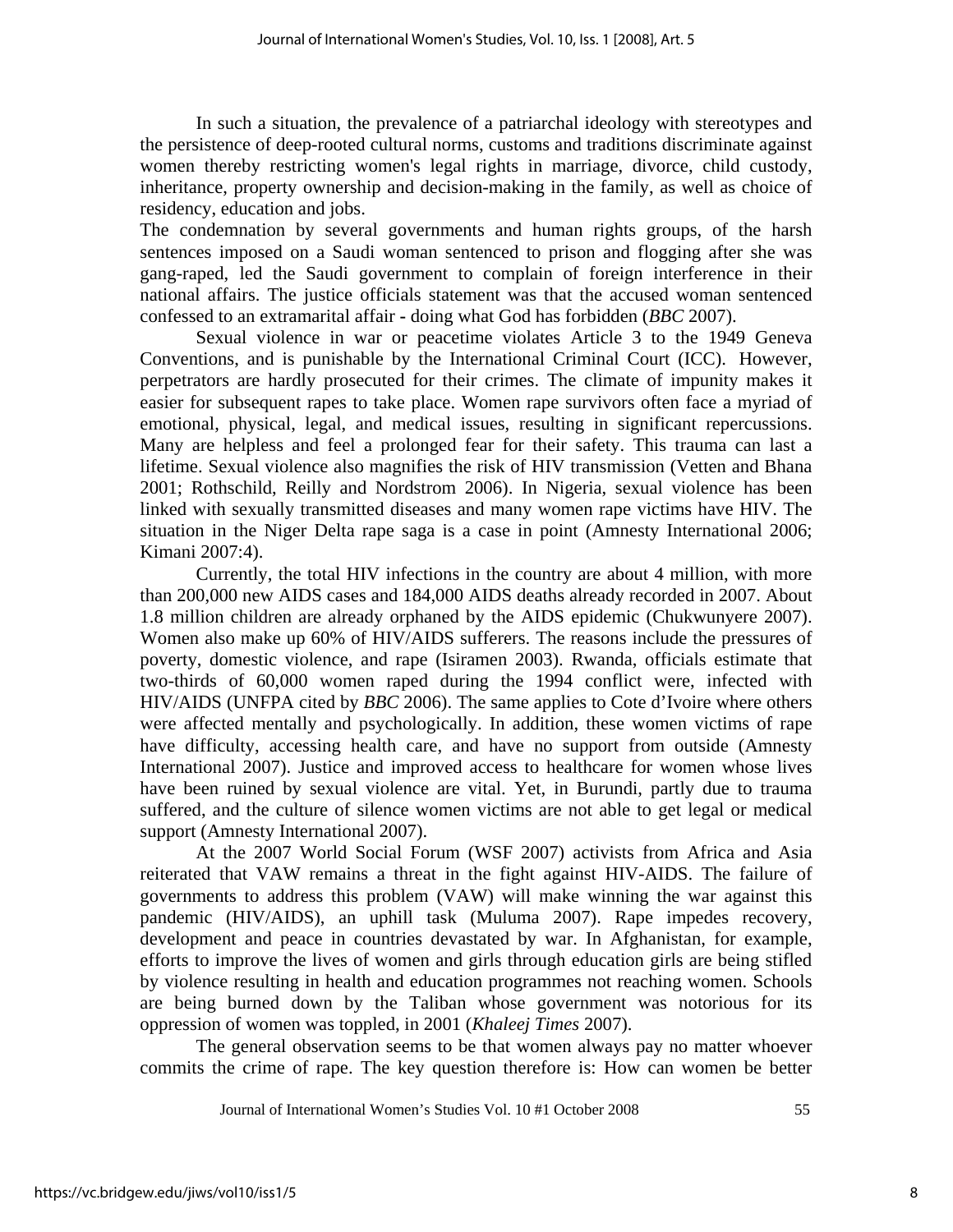In such a situation, the prevalence of a patriarchal ideology with stereotypes and the persistence of deep-rooted cultural norms, customs and traditions discriminate against women thereby restricting women's legal rights in marriage, divorce, child custody, inheritance, property ownership and decision-making in the family, as well as choice of residency, education and jobs.

The condemnation by several governments and human rights groups, of the harsh sentences imposed on a Saudi woman sentenced to prison and flogging after she was gang-raped, led the Saudi government to complain of foreign interference in their national affairs. The justice officials statement was that the accused woman sentenced confessed to an extramarital affair - doing what God has forbidden (*BBC* 2007).

Sexual violence in war or peacetime violates Article 3 to the 1949 Geneva Conventions, and is punishable by the International Criminal Court (ICC). However, perpetrators are hardly prosecuted for their crimes. The climate of impunity makes it easier for subsequent rapes to take place. Women rape survivors often face a myriad of emotional, physical, legal, and medical issues, resulting in significant repercussions. Many are helpless and feel a prolonged fear for their safety. This trauma can last a lifetime. Sexual violence also magnifies the risk of HIV transmission (Vetten and Bhana 2001; Rothschild, Reilly and Nordstrom 2006). In Nigeria, sexual violence has been linked with sexually transmitted diseases and many women rape victims have HIV. The situation in the Niger Delta rape saga is a case in point (Amnesty International 2006; Kimani 2007:4).

Currently, the total HIV infections in the country are about 4 million, with more than 200,000 new AIDS cases and 184,000 AIDS deaths already recorded in 2007. About 1.8 million children are already orphaned by the AIDS epidemic (Chukwunyere 2007). Women also make up 60% of HIV/AIDS sufferers. The reasons include the pressures of poverty, domestic violence, and rape (Isiramen 2003). Rwanda, officials estimate that two-thirds of 60,000 women raped during the 1994 conflict were, infected with HIV/AIDS (UNFPA cited by *BBC* 2006). The same applies to Cote d'Ivoire where others were affected mentally and psychologically. In addition, these women victims of rape have difficulty, accessing health care, and have no support from outside (Amnesty International 2007). Justice and improved access to healthcare for women whose lives have been ruined by sexual violence are vital. Yet, in Burundi, partly due to trauma suffered, and the culture of silence women victims are not able to get legal or medical support (Amnesty International 2007).

At the 2007 World Social Forum (WSF 2007) activists from Africa and Asia reiterated that VAW remains a threat in the fight against HIV-AIDS. The failure of governments to address this problem (VAW) will make winning the war against this pandemic (HIV/AIDS), an uphill task (Muluma 2007). Rape impedes recovery, development and peace in countries devastated by war. In Afghanistan, for example, efforts to improve the lives of women and girls through education girls are being stifled by violence resulting in health and education programmes not reaching women. Schools are being burned down by the Taliban whose government was notorious for its oppression of women was toppled, in 2001 (*Khaleej Times* 2007).

The general observation seems to be that women always pay no matter whoever commits the crime of rape. The key question therefore is: How can women be better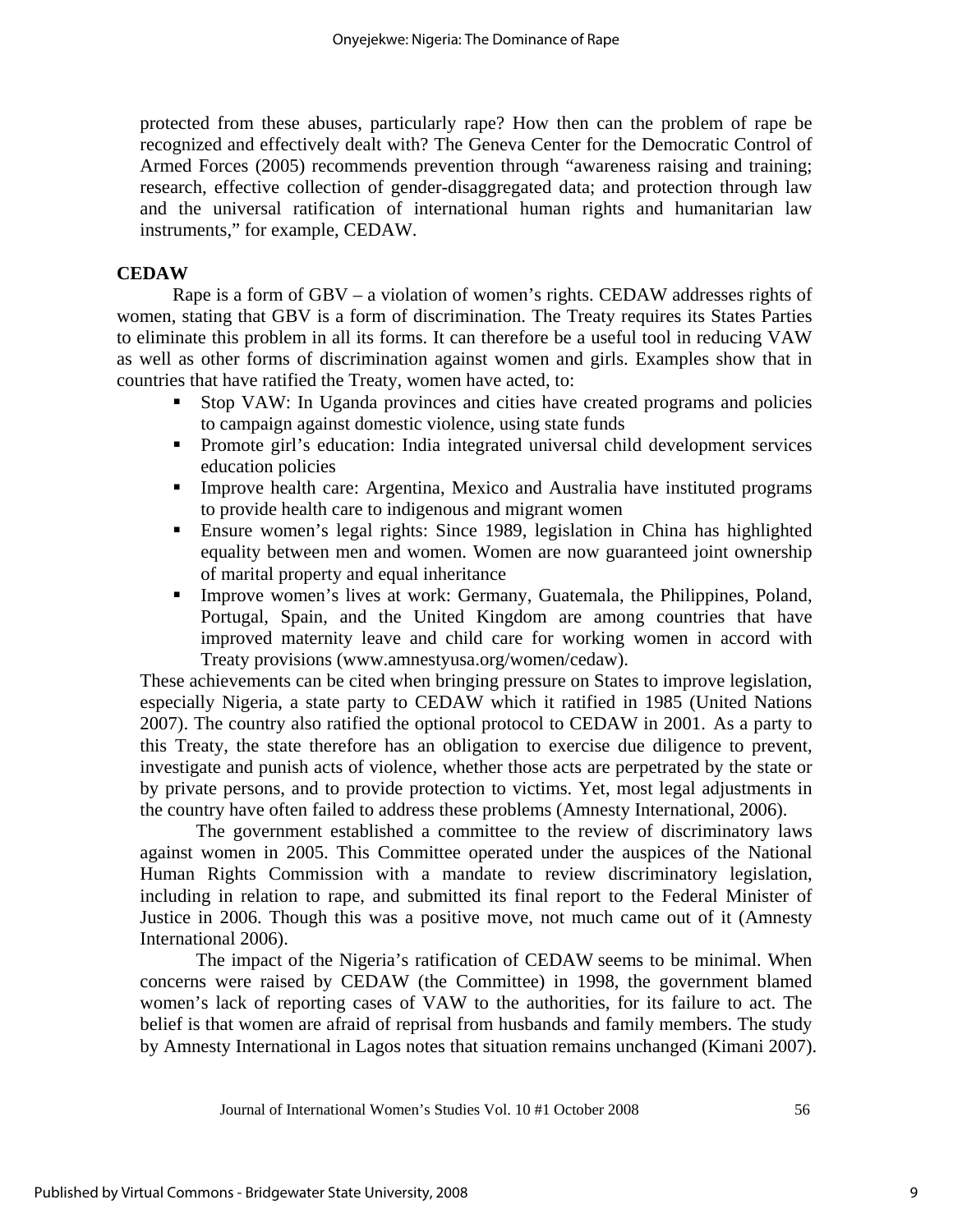protected from these abuses, particularly rape? How then can the problem of rape be recognized and effectively dealt with? The Geneva Center for the Democratic Control of Armed Forces (2005) recommends prevention through "awareness raising and training; research, effective collection of gender-disaggregated data; and protection through law and the universal ratification of international human rights and humanitarian law instruments," for example, CEDAW.

## CEDAW

Rape is a form of GBV – a violation of women's rights. CEDAW addresses rights of women, stating that GBV is a form of discrimination. The Treaty requires its States Parties to eliminate this problem in all its forms. It can therefore be a useful tool in reducing VAW as well as other forms of discrimination against women and girls. Examples show that in countries that have ratified the Treaty, women have acted, to:

- Stop VAW: In Uganda provinces and cities have created programs and policies to campaign against domestic violence, using state funds
- Promote girl's education: India integrated universal child development services education policies
- Improve health care: Argentina, Mexico and Australia have instituted programs to provide health care to indigenous and migrant women
- Ensure women's legal rights: Since 1989, legislation in China has highlighted equality between men and women. Women are now guaranteed joint ownership of marital property and equal inheritance
- Improve women's lives at work: Germany, Guatemala, the Philippines, Poland, Portugal, Spain, and the United Kingdom are among countries that have improved maternity leave and child care for working women in accord with Treaty provisions (www.amnestyusa.org/women/cedaw).

These achievements can be cited when bringing pressure on States to improve legislation, especially Nigeria, a state party to CEDAW which it ratified in 1985 (United Nations 2007). The country also ratified the optional protocol to CEDAW in 2001. As a party to this Treaty, the state therefore has an obligation to exercise due diligence to prevent, investigate and punish acts of violence, whether those acts are perpetrated by the state or by private persons, and to provide protection to victims. Yet, most legal adjustments in the country have often failed to address these problems (Amnesty International, 2006).

The government established a committee to the review of discriminatory laws against women in 2005. This Committee operated under the auspices of the National Human Rights Commission with a mandate to review discriminatory legislation, including in relation to rape, and submitted its final report to the Federal Minister of Justice in 2006. Though this was a positive move, not much came out of it (Amnesty International 2006).

The impact of the Nigeria's ratification of CEDAW seems to be minimal. When concerns were raised by CEDAW (the Committee) in 1998, the government blamed women's lack of reporting cases of VAW to the authorities, for its failure to act. The belief is that women are afraid of reprisal from husbands and family members. The study by Amnesty International in Lagos notes that situation remains unchanged (Kimani 2007).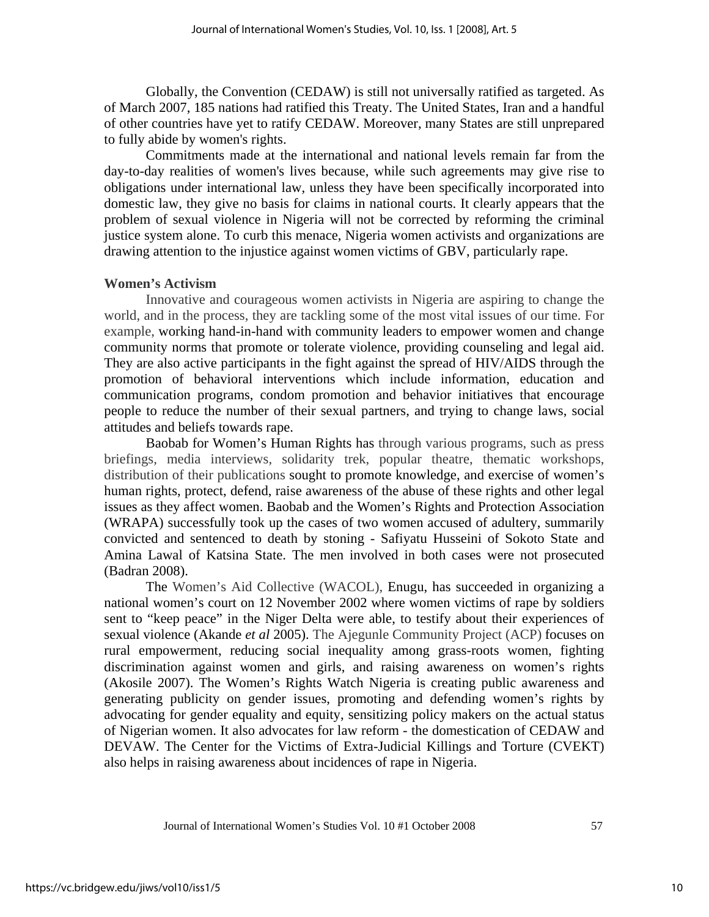Globally, the Convention (CEDAW) is still not universally ratified as targeted. As of March 2007, 185 nations had ratified this Treaty. The United States, Iran and a handful of other countries have yet to ratify CEDAW. Moreover, many States are still unprepared to fully abide by women's rights.

Commitments made at the international and national levels remain far from the day-to-day realities of women's lives because, while such agreements may give rise to obligations under international law, unless they have been specifically incorporated into domestic law, they give no basis for claims in national courts. It clearly appears that the problem of sexual violence in Nigeria will not be corrected by reforming the criminal justice system alone. To curb this menace, Nigeria women activists and organizations are drawing attention to the injustice against women victims of GBV, particularly rape.

**Women's Activism**

Innovative and courageous women activists in Nigeria are aspiring to change the world, and in the process, they are tackling some of the most vital issues of our time. For example, working hand-in-hand with community leaders to empower women and change community norms that promote or tolerate violence, providing counseling and legal aid. They are also active participants in the fight against the spread of HIV/AIDS through the promotion of behavioral interventions which include information, education and communication programs, condom promotion and behavior initiatives that encourage people to reduce the number of their sexual partners, and trying to change laws, social attitudes and beliefs towards rape.

Baobab for Women's Human Rights has through various programs, such as press briefings, media interviews, solidarity trek, popular theatre, thematic workshops, distribution of their publications sought to promote knowledge, and exercise of women's human rights, protect, defend, raise awareness of the abuse of these rights and other legal issues as they affect women. Baobab and the Women's Rights and Protection Association (WRAPA) successfully took up the cases of two women accused of adultery, summarily convicted and sentenced to death by stoning - Safiyatu Husseini of Sokoto State and Amina Lawal of Katsina State. The men involved in both cases were not prosecuted (Badran 2008).

The Women's Aid Collective (WACOL), Enugu, has succeeded in organizing a national women's court on 12 November 2002 where women victims of rape by soldiers sent to "keep peace" in the Niger Delta were able, to testify about their experiences of sexual violence (Akande *et al* 2005). The Ajegunle Community Project (ACP) focuses on rural empowerment, reducing social inequality among grass-roots women, fighting discrimination against women and girls, and raising awareness on women's rights (Akosile 2007). The Women's Rights Watch Nigeria is creating public awareness and generating publicity on gender issues, promoting and defending women's rights by advocating for gender equality and equity, sensitizing policy makers on the actual status of Nigerian women. It also advocates for law reform - the domestication of CEDAW and DEVAW. The Center for the Victims of Extra-Judicial Killings and Torture (CVEKT) also helps in raising awareness about incidences of rape in Nigeria.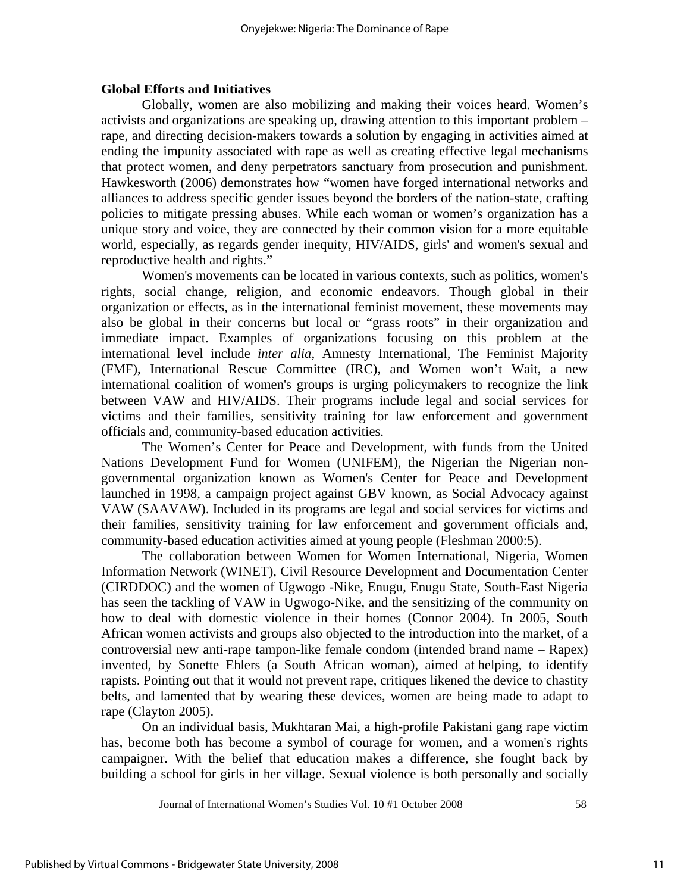**Global Efforts and Initiatives**

Globally, women are also mobilizing and making their voices heard. Women's activists and organizations are speaking up, drawing attention to this important problem – rape, and directing decision-makers towards a solution by engaging in activities aimed at ending the impunity associated with rape as well as creating effective legal mechanisms that protect women, and deny perpetrators sanctuary from prosecution and punishment. Hawkesworth (2006) demonstrates how "women have forged international networks and alliances to address specific gender issues beyond the borders of the nation-state, crafting policies to mitigate pressing abuses. While each woman or women's organization has a unique story and voice, they are connected by their common vision for a more equitable world, especially, as regards gender inequity, HIV/AIDS, girls' and women's sexual and reproductive health and rights."

Women's movements can be located in various contexts, such as politics, women's rights, social change, religion, and economic endeavors. Though global in their organization or effects, as in the international feminist movement, these movements may also be global in their concerns but local or "grass roots" in their organization and immediate impact. Examples of organizations focusing on this problem at the international level include *inter alia*, Amnesty International, The Feminist Majority (FMF), International Rescue Committee (IRC), and Women won't Wait, a new international coalition of women's groups is urging policymakers to recognize the link between VAW and HIV/AIDS. Their programs include legal and social services for victims and their families, sensitivity training for law enforcement and government officials and, community-based education activities.

The Women's Center for Peace and Development, with funds from the United Nations Development Fund for Women (UNIFEM), the Nigerian the Nigerian non-governmental organization known as Women's Center for Peace and Development launched in 1998, a campaign project against GBV known, as Social Advocacy against VAW (SAAVAW). Included in its programs are legal and social services for victims and their families, sensitivity training for law enforcement and government officials and, community-based education activities aimed at young people (Fleshman 2000:5).

The collaboration between Women for Women International, Nigeria, Women Information Network (WINET), Civil Resource Development and Documentation Center (CIRDDOC) and the women of Ugwogo -Nike, Enugu, Enugu State, South-East Nigeria has seen the tackling of VAW in Ugwogo-Nike, and the sensitizing of the community on how to deal with domestic violence in their homes (Connor 2004). In 2005, South African women activists and groups also objected to the introduction into the market, of a controversial new anti-rape tampon-like female condom (intended brand name – Rapex) invented, by Sonette Ehlers (a South African woman), aimed at helping, to identify rapists. Pointing out that it would not prevent rape, critiques likened the device to chastity belts, and lamented that by wearing these devices, women are being made to adapt to rape (Clayton 2005).

On an individual basis, Mukhtaran Mai, a high-profile Pakistani gang rape victim has, become both has become a symbol of courage for women, and a women's rights campaigner. With the belief that education makes a difference, she fought back by building a school for girls in her village. Sexual violence is both personally and socially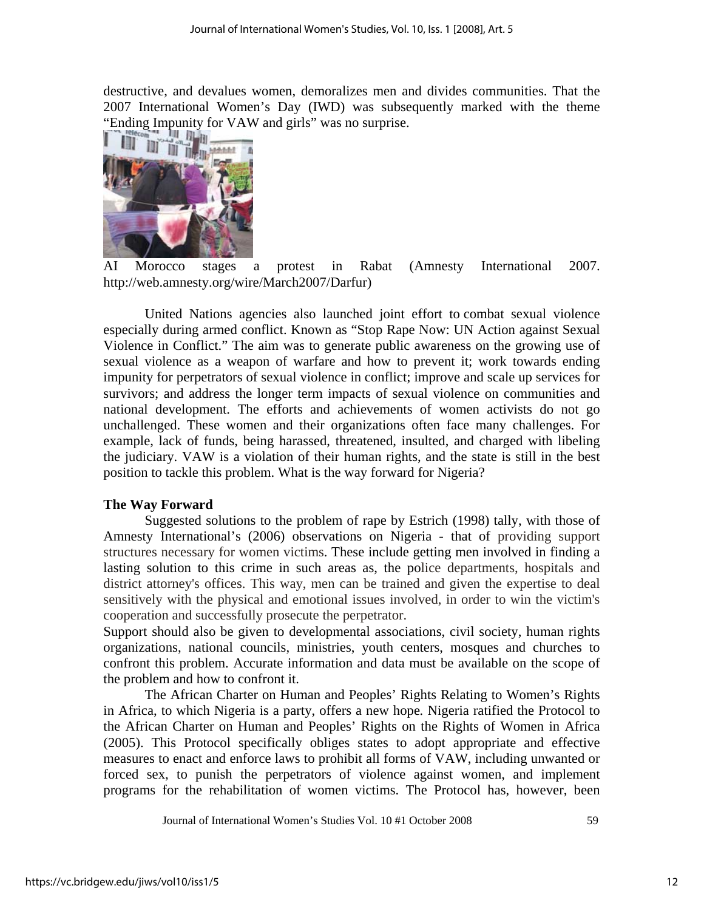destructive, and devalues women, demoralizes men and divides communities. That the 2007 International Women's Day (IWD) was subsequently marked with the theme "Ending Impunity for VAW and girls" was no surprise.

AI Morocco stages a protest in Rabat (Amnesty International 2007. http://web.amnesty.org/wire/March2007/Darfur)

United Nations agencies also launched joint effort to combat sexual violence especially during armed conflict. Known as "Stop Rape Now: UN Action against Sexual Violence in Conflict." The aim was to generate public awareness on the growing use of sexual violence as a weapon of warfare and how to prevent it; work towards ending impunity for perpetrators of sexual violence in conflict; improve and scale up services for survivors; and address the longer term impacts of sexual violence on communities and national development. The efforts and achievements of women activists do not go unchallenged. These women and their organizations often face many challenges. For example, lack of funds, being harassed, threatened, insulted, and charged with libeling the judiciary. VAW is a violation of their human rights, and the state is still in the best position to tackle this problem. What is the way forward for Nigeria?

## The Way Forward

Suggested solutions to the problem of rape by Estrich (1998) tally, with those of Amnesty International's (2006) observations on Nigeria - that of providing support structures necessary for women victims. These include getting men involved in finding a lasting solution to this crime in such areas as, the police departments, hospitals and district attorney's offices. This way, men can be trained and given the expertise to deal sensitively with the physical and emotional issues involved, in order to win the victim's cooperation and successfully prosecute the perpetrator.

Support should also be given to developmental associations, civil society, human rights organizations, national councils, ministries, youth centers, mosques and churches to confront this problem. Accurate information and data must be available on the scope of the problem and how to confront it.

The African Charter on Human and Peoples' Rights Relating to Women's Rights in Africa, to which Nigeria is a party, offers a new hope. Nigeria ratified the Protocol to the African Charter on Human and Peoples' Rights on the Rights of Women in Africa (2005). This Protocol specifically obliges states to adopt appropriate and effective measures to enact and enforce laws to prohibit all forms of VAW, including unwanted or forced sex, to punish the perpetrators of violence against women, and implement programs for the rehabilitation of women victims. The Protocol has, however, been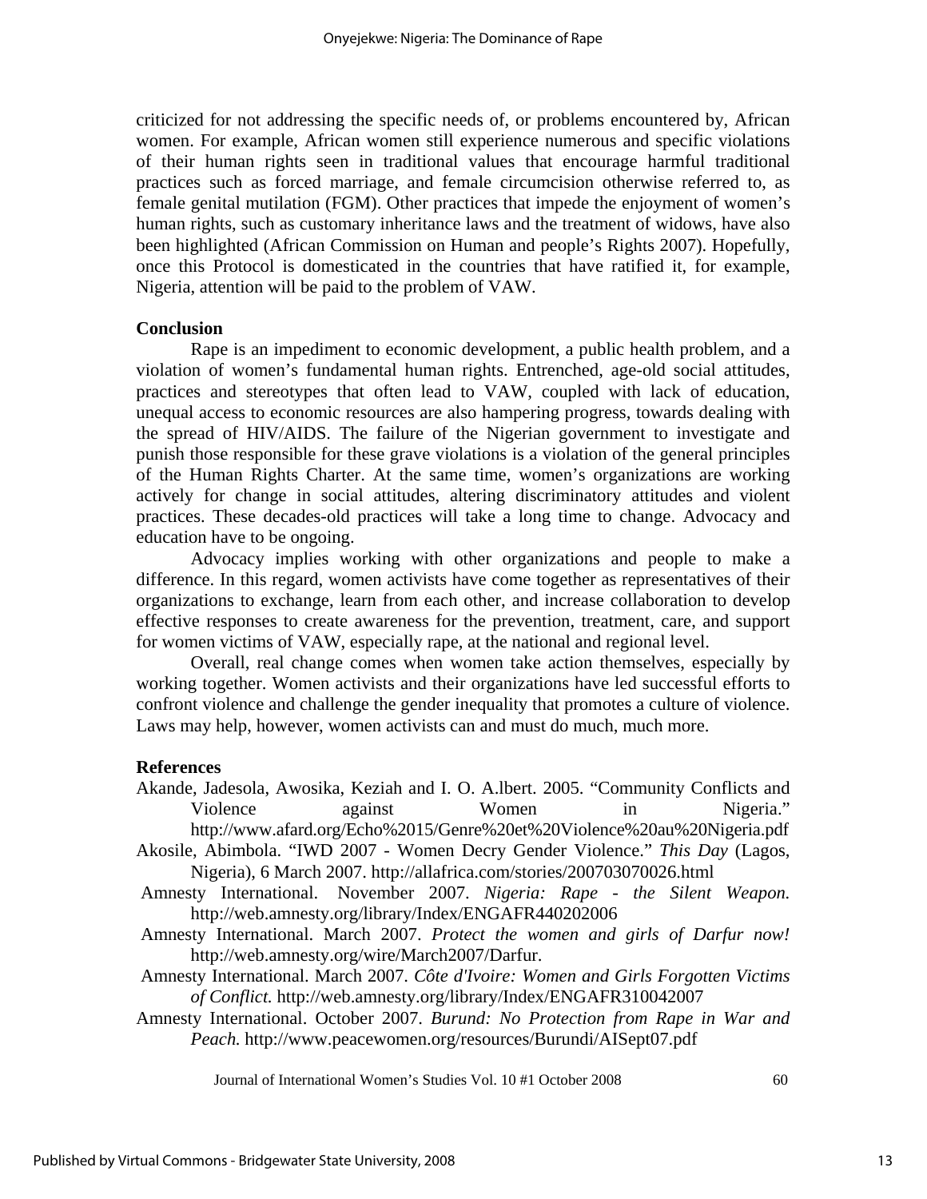criticized for not addressing the specific needs of, or problems encountered by, African women. For example, African women still experience numerous and specific violations of their human rights seen in traditional values that encourage harmful traditional practices such as forced marriage, and female circumcision otherwise referred to, as female genital mutilation (FGM). Other practices that impede the enjoyment of women's human rights, such as customary inheritance laws and the treatment of widows, have also been highlighted (African Commission on Human and people's Rights 2007). Hopefully, once this Protocol is domesticated in the countries that have ratified it, for example, Nigeria, attention will be paid to the problem of VAW.

**Conclusion**

Rape is an impediment to economic development, a public health problem, and a violation of women's fundamental human rights. Entrenched, age-old social attitudes, practices and stereotypes that often lead to VAW, coupled with lack of education, unequal access to economic resources are also hampering progress, towards dealing with the spread of HIV/AIDS. The failure of the Nigerian government to investigate and punish those responsible for these grave violations is a violation of the general principles of the Human Rights Charter. At the same time, women's organizations are working actively for change in social attitudes, altering discriminatory attitudes and violent practices. These decades-old practices will take a long time to change. Advocacy and education have to be ongoing.

Advocacy implies working with other organizations and people to make a difference. In this regard, women activists have come together as representatives of their organizations to exchange, learn from each other, and increase collaboration to develop effective responses to create awareness for the prevention, treatment, care, and support for women victims of VAW, especially rape, at the national and regional level.

Overall, real change comes when women take action themselves, especially by working together. Women activists and their organizations have led successful efforts to confront violence and challenge the gender inequality that promotes a culture of violence. Laws may help, however, women activists can and must do much, much more.

**References**

Akande, Jadesola, Awosika, Keziah and I. O. A.lbert. 2005. "Community Conflicts and Violence against Women in Nigeria." http://www.afard.org/Echo%2015/Genre%20et%20Violence%20au%20Nigeria.pdf

Akosile, Abimbola. "IWD 2007 - Women Decry Gender Violence." *This Day* (Lagos, Nigeria), 6 March 2007. http://allafrica.com/stories/200703070026.html

Amnesty International. November 2007. *Nigeria: Rape - the Silent Weapon.* http://web.amnesty.org/library/Index/ENGAFR440202006

Amnesty International. March 2007. *Protect the women and girls of Darfur now!* http://web.amnesty.org/wire/March2007/Darfur.

Amnesty International. March 2007. *Côte d'Ivoire: Women and Girls Forgotten Victims of Conflict.* http://web.amnesty.org/library/Index/ENGAFR310042007

Amnesty International. October 2007. *Burund: No Protection from Rape in War and Peach.* http://www.peacewomen.org/resources/Burundi/AISept07.pdf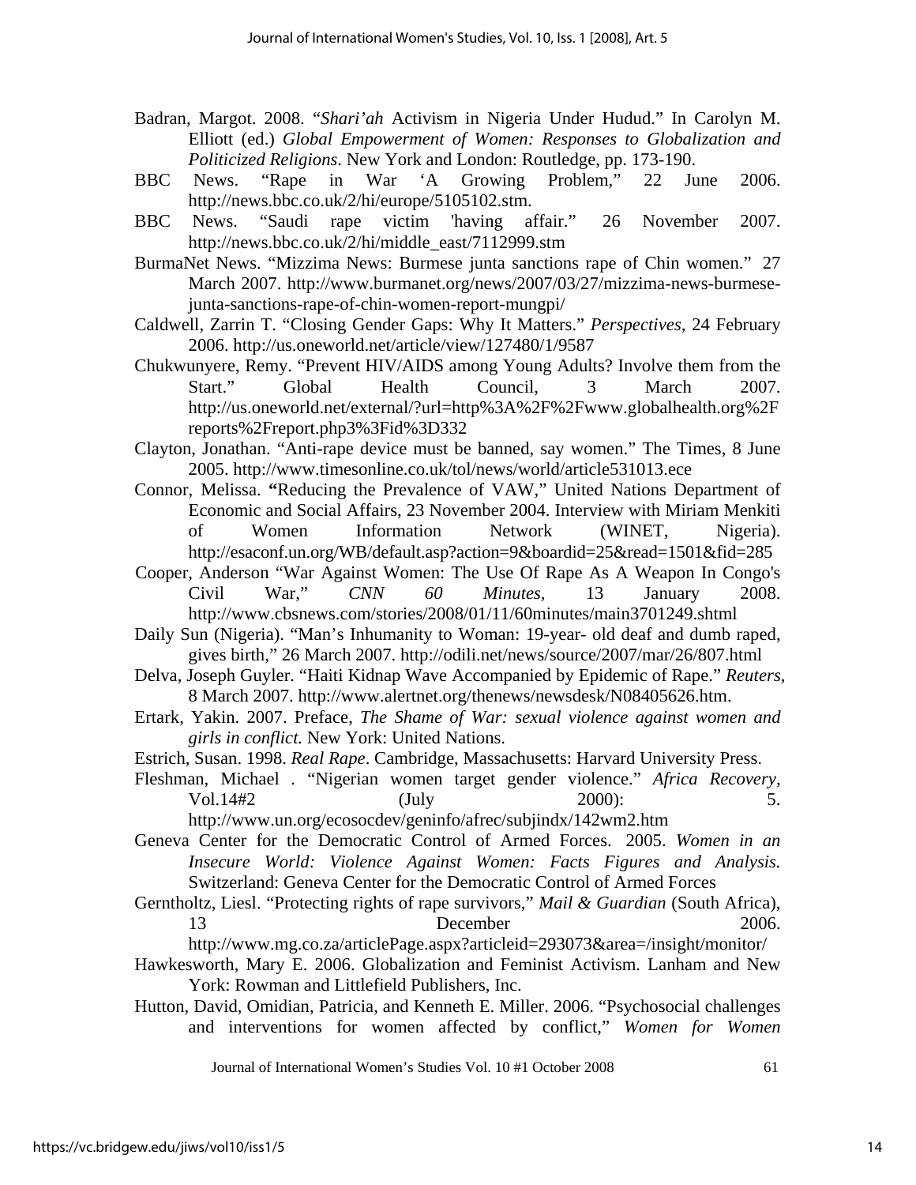Badran, Margot. 2008. "*Shari'ah* Activism in Nigeria Under Hudud." In Carolyn M. Elliott (ed.) *Global Empowerment of Women: Responses to Globalization and Politicized Religions*. New York and London: Routledge, pp. 173-190.

BBC News. "Rape in War 'A Growing Problem," 22 June 2006. http://news.bbc.co.uk/2/hi/europe/5105102.stm.

BBC News. "Saudi rape victim 'having affair." 26 November 2007. http://news.bbc.co.uk/2/hi/middle_east/7112999.stm

BurmaNet News. "Mizzima News: Burmese junta sanctions rape of Chin women." 27 March 2007. http://www.burmanet.org/news/2007/03/27/mizzima-news-burmese-junta-sanctions-rape-of-chin-women-report-mungpi/

Caldwell, Zarrin T. "Closing Gender Gaps: Why It Matters." *Perspectives*, 24 February 2006. http://us.oneworld.net/article/view/127480/1/9587

Chukwunyere, Remy. "Prevent HIV/AIDS among Young Adults? Involve them from the Start." Global Health Council, 3 March 2007. http://us.oneworld.net/external/?url=http%3A%2F%2Fwww.globalhealth.org%2Freports%2Freport.php3%3Fid%3D332

Clayton, Jonathan. "Anti-rape device must be banned, say women." The Times, 8 June 2005. http://www.timesonline.co.uk/tol/news/world/article531013.ece

Connor, Melissa. **"**Reducing the Prevalence of VAW," United Nations Department of Economic and Social Affairs, 23 November 2004. Interview with Miriam Menkiti of Women Information Network (WINET, Nigeria). http://esaconf.un.org/WB/default.asp?action=9&boardid=25&read=1501&fid=285

Cooper, Anderson "War Against Women: The Use Of Rape As A Weapon In Congo's Civil War," *CNN 60 Minutes,* 13 January 2008. http://www.cbsnews.com/stories/2008/01/11/60minutes/main3701249.shtml

Daily Sun (Nigeria). "Man's Inhumanity to Woman: 19-year- old deaf and dumb raped, gives birth," 26 March 2007. http://odili.net/news/source/2007/mar/26/807.html

Delva, Joseph Guyler. "Haiti Kidnap Wave Accompanied by Epidemic of Rape." *Reuters*, 8 March 2007. http://www.alertnet.org/thenews/newsdesk/N08405626.htm.

Ertark, Yakin. 2007. Preface, *The Shame of War: sexual violence against women and girls in conflict.* New York: United Nations.

Estrich, Susan. 1998. *Real Rape*. Cambridge, Massachusetts: Harvard University Press.

Fleshman, Michael . "Nigerian women target gender violence." *Africa Recovery*, Vol.14#2 (July 2000): 5. http://www.un.org/ecosocdev/geninfo/afrec/subjindx/142wm2.htm

Geneva Center for the Democratic Control of Armed Forces. 2005. *Women in an Insecure World: Violence Against Women: Facts Figures and Analysis.* Switzerland: Geneva Center for the Democratic Control of Armed Forces

Gerntholtz, Liesl. "Protecting rights of rape survivors," *Mail & Guardian* (South Africa), 13 December 2006. http://www.mg.co.za/articlePage.aspx?articleid=293073&area=/insight/monitor/

Hawkesworth, Mary E. 2006. Globalization and Feminist Activism. Lanham and New York: Rowman and Littlefield Publishers, Inc.

Hutton, David, Omidian, Patricia, and Kenneth E. Miller. 2006. "Psychosocial challenges and interventions for women affected by conflict," *Women for Women*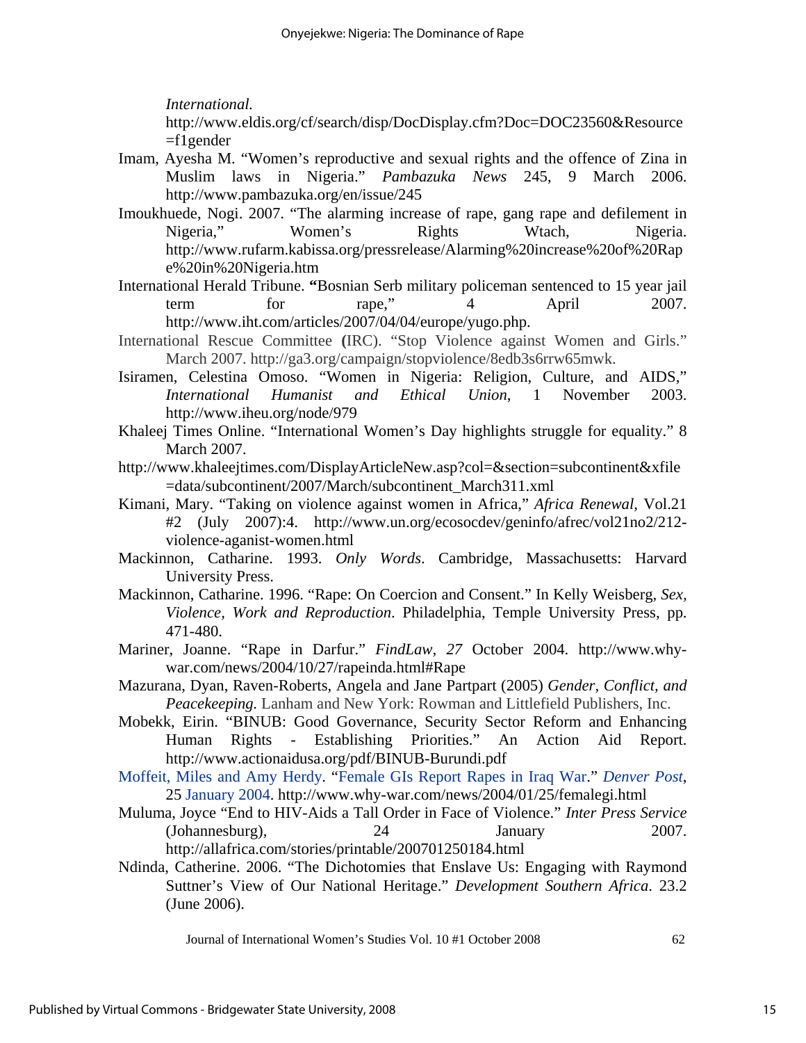*International.* http://www.eldis.org/cf/search/disp/DocDisplay.cfm?Doc=DOC23560&Resource=f1gender

Imam, Ayesha M. "Women's reproductive and sexual rights and the offence of Zina in Muslim laws in Nigeria." *Pambazuka News* 245, 9 March 2006. http://www.pambazuka.org/en/issue/245

Imoukhuede, Nogi. 2007. "The alarming increase of rape, gang rape and defilement in Nigeria," Women's Rights Wtach, Nigeria. http://www.rufarm.kabissa.org/pressrelease/Alarming%20increase%20of%20Rape%20in%20Nigeria.htm

International Herald Tribune. **"**Bosnian Serb military policeman sentenced to 15 year jail term for rape," 4 April 2007. http://www.iht.com/articles/2007/04/04/europe/yugo.php.

International Rescue Committee **(**IRC). "Stop Violence against Women and Girls." March 2007. http://ga3.org/campaign/stopviolence/8edb3s6rrw65mwk.

Isiramen, Celestina Omoso. "Women in Nigeria: Religion, Culture, and AIDS," *International Humanist and Ethical Union*, 1 November 2003. http://www.iheu.org/node/979

Khaleej Times Online. "International Women's Day highlights struggle for equality." 8 March 2007.

http://www.khaleejtimes.com/DisplayArticleNew.asp?col=&section=subcontinent&xfile=data/subcontinent/2007/March/subcontinent_March311.xml

Kimani, Mary. "Taking on violence against women in Africa," *Africa Renewal,* Vol.21 #2 (July 2007):4. http://www.un.org/ecosocdev/geninfo/afrec/vol21no2/212-violence-aganist-women.html

Mackinnon, Catharine. 1993. *Only Words*. Cambridge, Massachusetts: Harvard University Press.

Mackinnon, Catharine. 1996. "Rape: On Coercion and Consent." In Kelly Weisberg, *Sex, Violence, Work and Reproduction*. Philadelphia, Temple University Press, pp. 471-480.

Mariner, Joanne. "Rape in Darfur." *FindLaw*, *27* October 2004. http://www.why-war.com/news/2004/10/27/rapeinda.html#Rape

Mazurana, Dyan, Raven-Roberts, Angela and Jane Partpart (2005) *Gender, Conflict, and Peacekeeping.* Lanham and New York: Rowman and Littlefield Publishers, Inc.

Mobekk, Eirin. "BINUB: Good Governance, Security Sector Reform and Enhancing Human Rights - Establishing Priorities." An Action Aid Report. http://www.actionaidusa.org/pdf/BINUB-Burundi.pdf

Moffeit, Miles and Amy Herdy. "Female GIs Report Rapes in Iraq War." *Denver Post*, 25 January 2004. http://www.why-war.com/news/2004/01/25/femalegi.html

Muluma, Joyce "End to HIV-Aids a Tall Order in Face of Violence." *Inter Press Service* (Johannesburg), 24 January 2007. http://allafrica.com/stories/printable/200701250184.html

Ndinda, Catherine. 2006. "The Dichotomies that Enslave Us: Engaging with Raymond Suttner's View of Our National Heritage." *Development Southern Africa*. 23.2 (June 2006).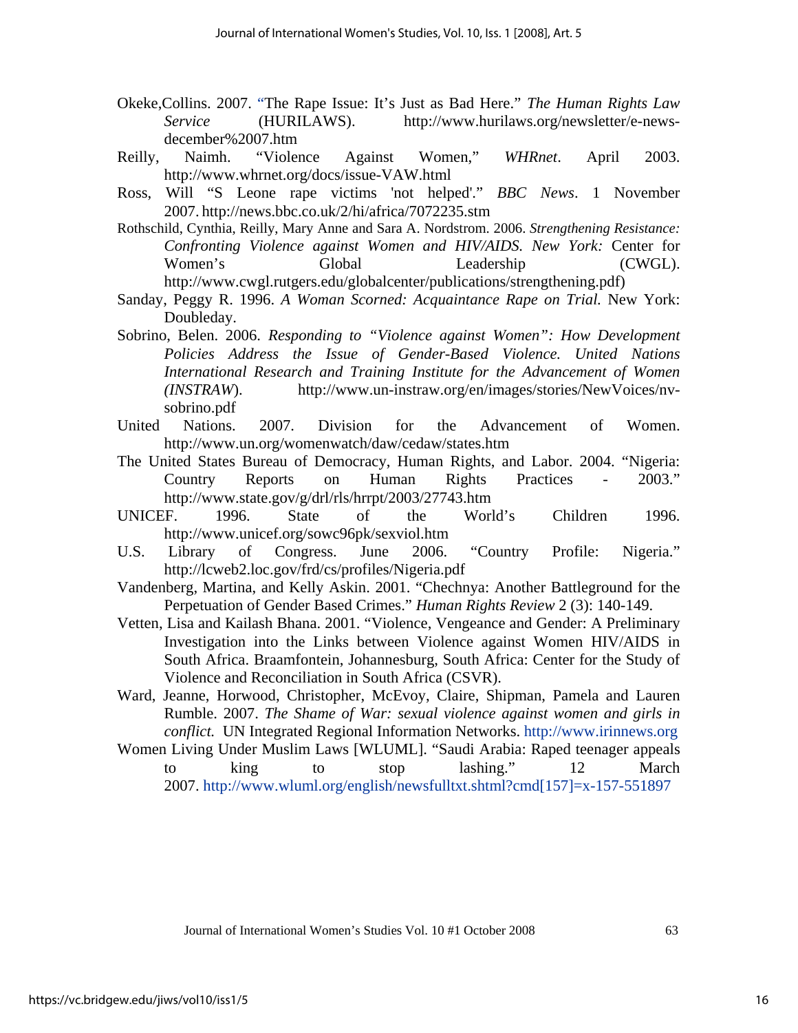Okeke,Collins. 2007. "The Rape Issue: It's Just as Bad Here." *The Human Rights Law Service* (HURILAWS). http://www.hurilaws.org/newsletter/e-news-december%2007.htm

Reilly, Naimh. "Violence Against Women," *WHRnet*. April 2003. http://www.whrnet.org/docs/issue-VAW.html

Ross, Will "S Leone rape victims 'not helped'." *BBC News*. 1 November 2007. http://news.bbc.co.uk/2/hi/africa/7072235.stm

Rothschild, Cynthia, Reilly, Mary Anne and Sara A. Nordstrom. 2006. *Strengthening Resistance: Confronting Violence against Women and HIV/AIDS. New York:* Center for Women's Global Leadership (CWGL). http://www.cwgl.rutgers.edu/globalcenter/publications/strengthening.pdf)

Sanday, Peggy R. 1996. *A Woman Scorned: Acquaintance Rape on Trial.* New York: Doubleday.

Sobrino, Belen. 2006. *Responding to "Violence against Women": How Development Policies Address the Issue of Gender-Based Violence. United Nations International Research and Training Institute for the Advancement of Women (INSTRAW*). http://www.un-instraw.org/en/images/stories/NewVoices/nv-sobrino.pdf

United Nations. 2007. Division for the Advancement of Women. http://www.un.org/womenwatch/daw/cedaw/states.htm

The United States Bureau of Democracy, Human Rights, and Labor. 2004. "Nigeria: Country Reports on Human Rights Practices - 2003." http://www.state.gov/g/drl/rls/hrrpt/2003/27743.htm

UNICEF. 1996. State of the World's Children 1996. http://www.unicef.org/sowc96pk/sexviol.htm

U.S. Library of Congress. June 2006. "Country Profile: Nigeria." http://lcweb2.loc.gov/frd/cs/profiles/Nigeria.pdf

Vandenberg, Martina, and Kelly Askin. 2001. "Chechnya: Another Battleground for the Perpetuation of Gender Based Crimes." *Human Rights Review* 2 (3): 140-149.

Vetten, Lisa and Kailash Bhana. 2001. "Violence, Vengeance and Gender: A Preliminary Investigation into the Links between Violence against Women HIV/AIDS in South Africa. Braamfontein, Johannesburg, South Africa: Center for the Study of Violence and Reconciliation in South Africa (CSVR).

Ward, Jeanne, Horwood, Christopher, McEvoy, Claire, Shipman, Pamela and Lauren Rumble. 2007. *The Shame of War: sexual violence against women and girls in conflict.* UN Integrated Regional Information Networks. http://www.irinnews.org

Women Living Under Muslim Laws [WLUML]. "Saudi Arabia: Raped teenager appeals to king to stop lashing." 12 March 2007. http://www.wluml.org/english/newsfulltxt.shtml?cmd[157]=x-157-551897